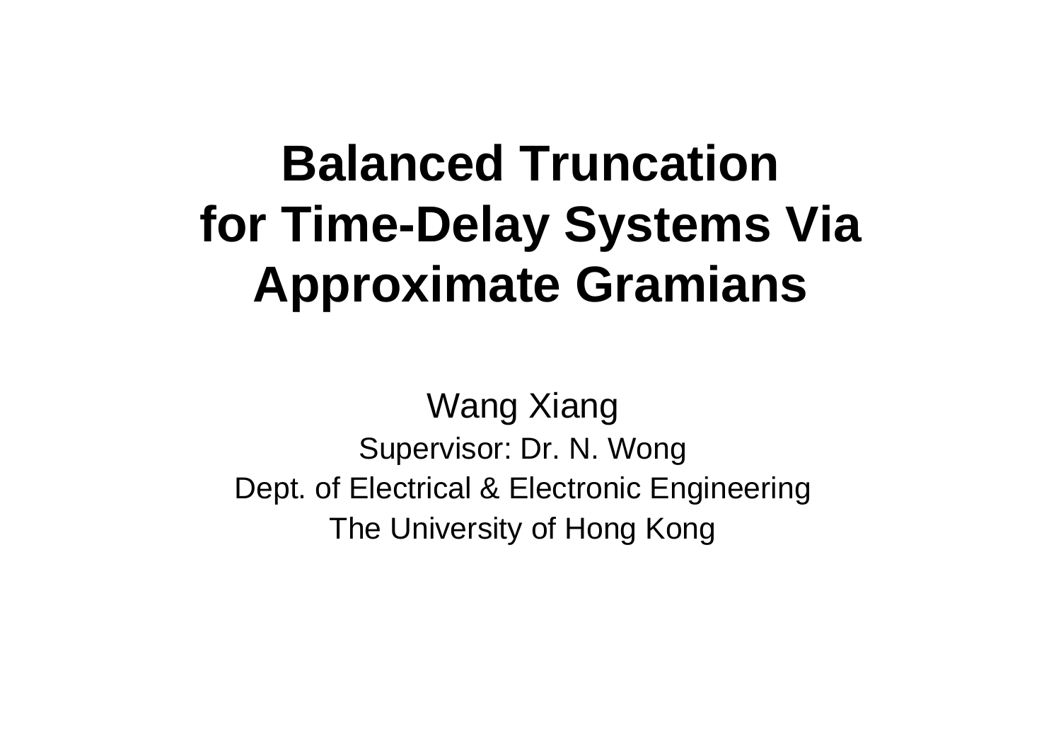# Balanced Truncation for Time-Delay Systems Via Approximate Gramians

Wang Xiang

Supervisor: Dr. N. Wong

Dept. of Electrical & Electronic Engineering

The University of Hong Kong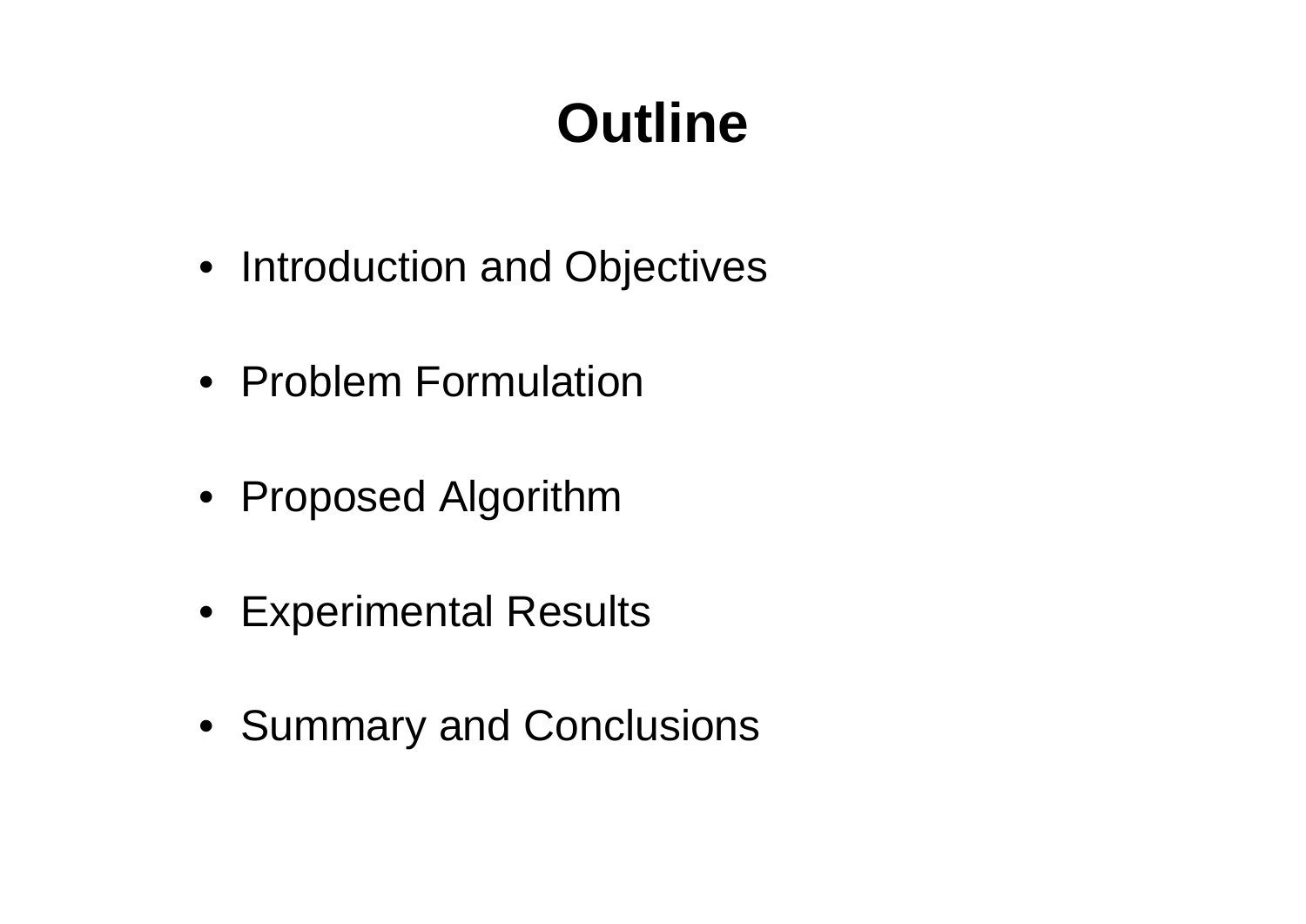# Outline

- Introduction and Objectives
- Problem Formulation
- Proposed Algorithm
- Experimental Results
- Summary and Conclusions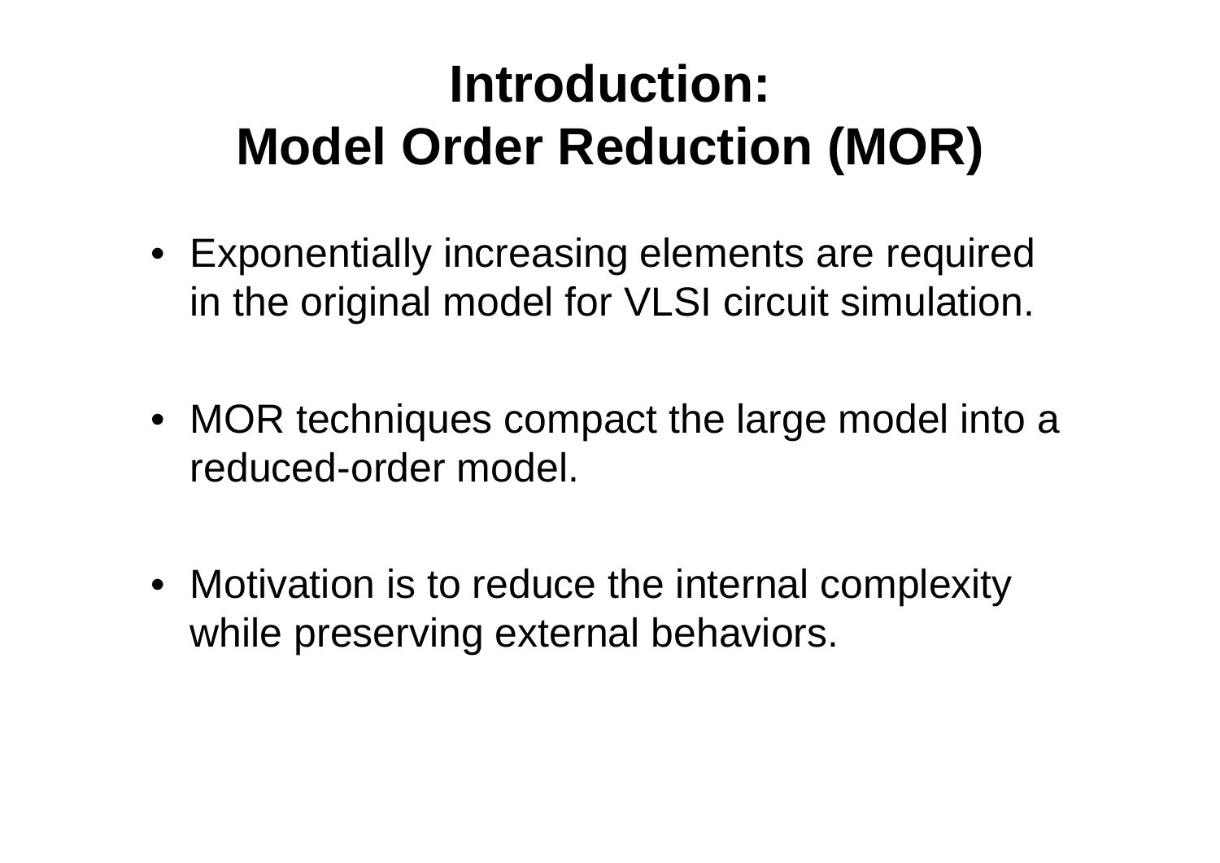# Introduction: Model Order Reduction (MOR)

- Exponentially increasing elements are required in the original model for VLSI circuit simulation.

- MOR techniques compact the large model into a reduced-order model.

- Motivation is to reduce the internal complexity while preserving external behaviors.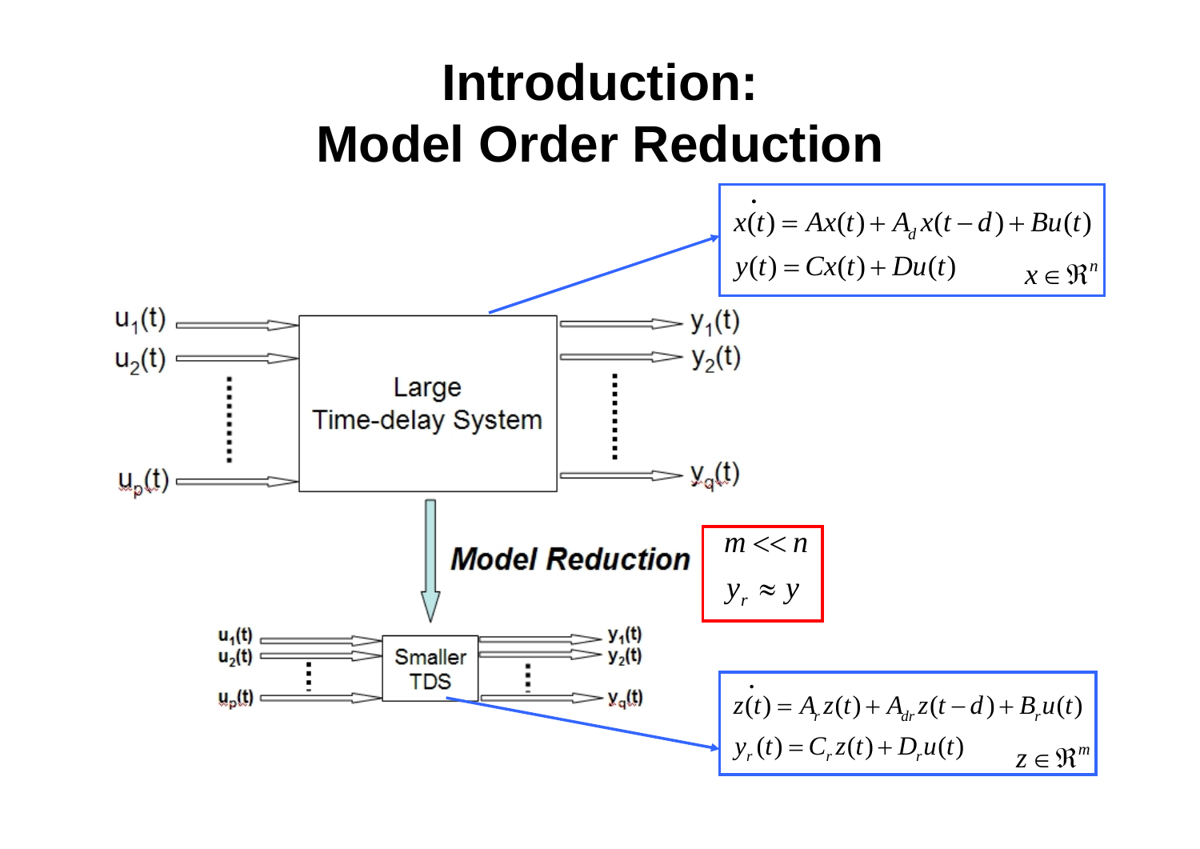# Introduction: Model Order Reduction

$$\dot{x}(t) = Ax(t) + A_d x(t-d) + Bu(t)$$
$$y(t) = Cx(t) + Du(t) \qquad x \in \Re^n$$

$u_1(t)$, $u_2(t)$, ..., $u_p(t)$ → **Large Time-delay System** → $y_1(t)$, $y_2(t)$, ..., $y_q(t)$

***Model Reduction***

$$m << n$$
$$y_r \approx y$$

$u_1(t)$, $u_2(t)$, ..., $u_p(t)$ → **Smaller TDS** → $y_1(t)$, $y_2(t)$, ..., $y_q(t)$

$$\dot{z}(t) = A_r z(t) + A_{dr} z(t-d) + B_r u(t)$$
$$y_r(t) = C_r z(t) + D_r u(t) \qquad z \in \Re^m$$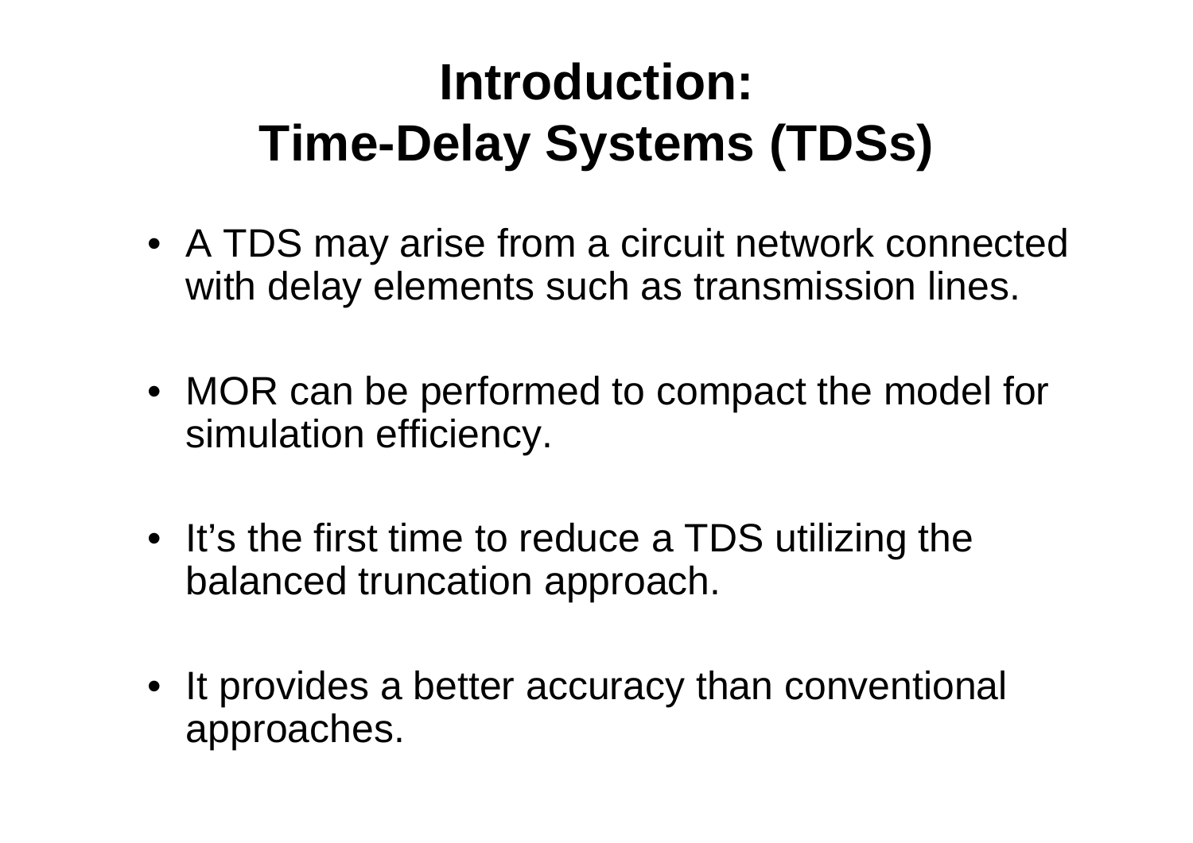# Introduction: Time-Delay Systems (TDSs)

- A TDS may arise from a circuit network connected with delay elements such as transmission lines.
- MOR can be performed to compact the model for simulation efficiency.
- It's the first time to reduce a TDS utilizing the balanced truncation approach.
- It provides a better accuracy than conventional approaches.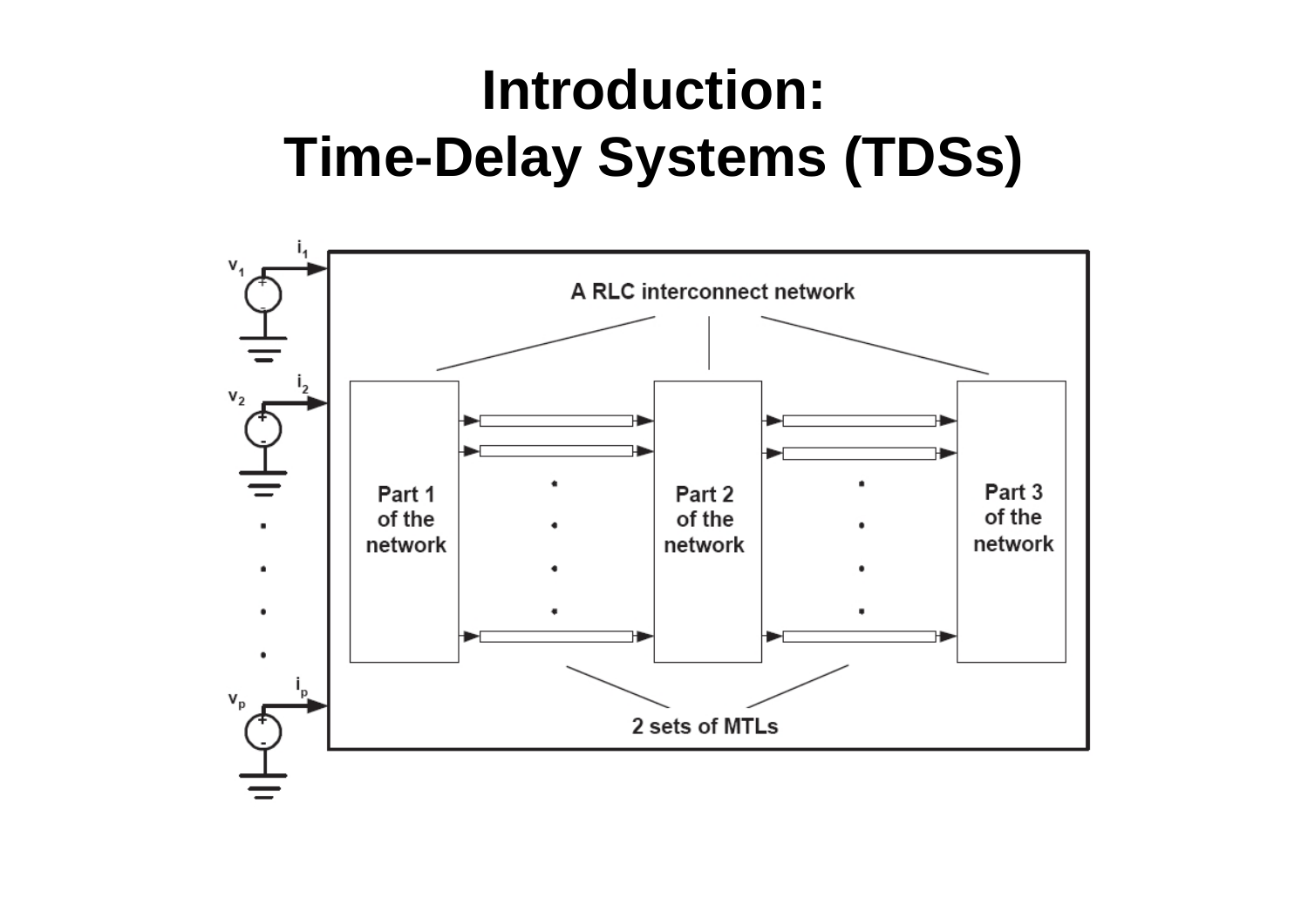# Introduction:
# Time-Delay Systems (TDSs)

$v_1$ $i_1$

$v_2$ $i_2$

$v_p$ $i_p$

A RLC interconnect network

Part 1 of the network

Part 2 of the network

Part 3 of the network

2 sets of MTLs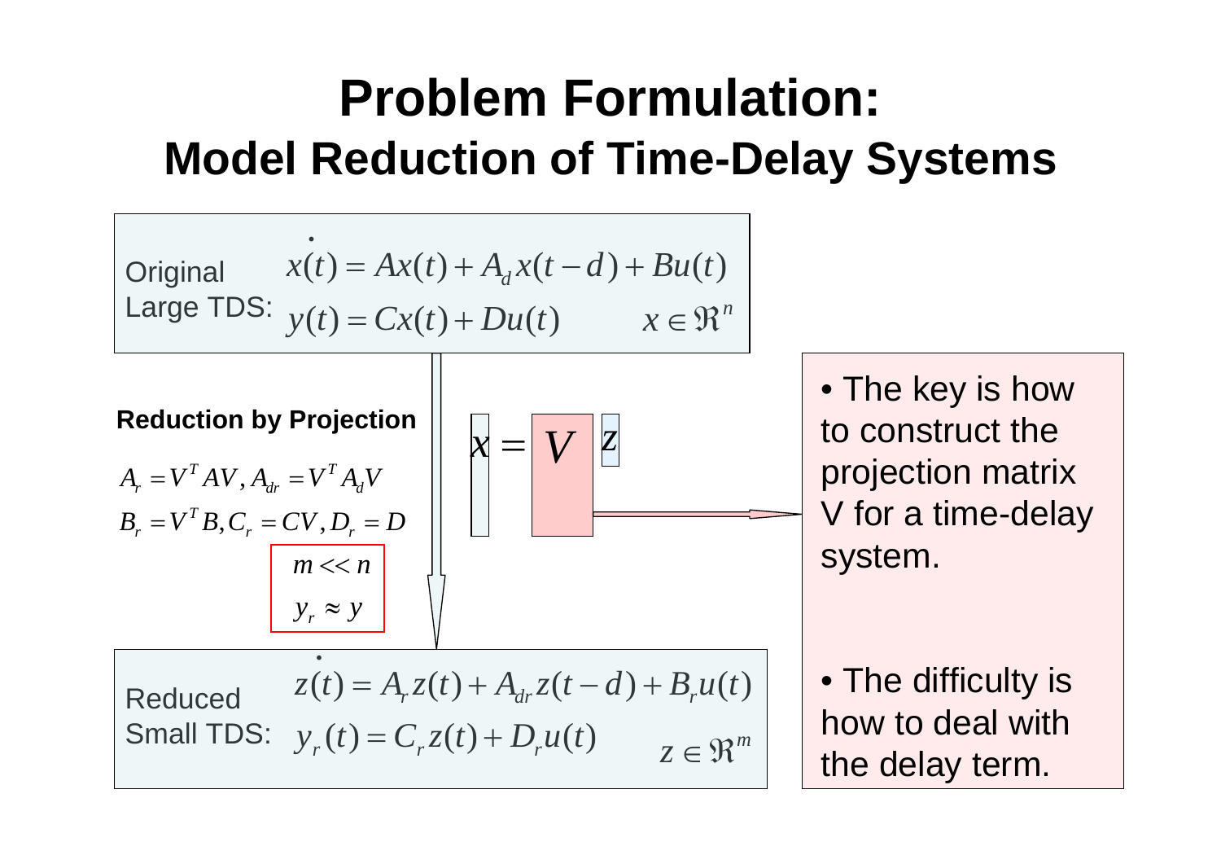# Problem Formulation:
## Model Reduction of Time-Delay Systems

**Original Large TDS:**

$$\dot{x}(t) = Ax(t) + A_d x(t-d) + Bu(t)$$
$$y(t) = Cx(t) + Du(t) \qquad x \in \Re^n$$

**Reduction by Projection**

$$x = V z$$

$$A_r = V^T A V, A_{dr} = V^T A_d V$$
$$B_r = V^T B, C_r = CV, D_r = D$$

$$m << n$$
$$y_r \approx y$$

**Reduced Small TDS:**

$$\dot{z}(t) = A_r z(t) + A_{dr} z(t-d) + B_r u(t)$$
$$y_r(t) = C_r z(t) + D_r u(t) \qquad z \in \Re^m$$

- The key is how to construct the projection matrix V for a time-delay system.
- The difficulty is how to deal with the delay term.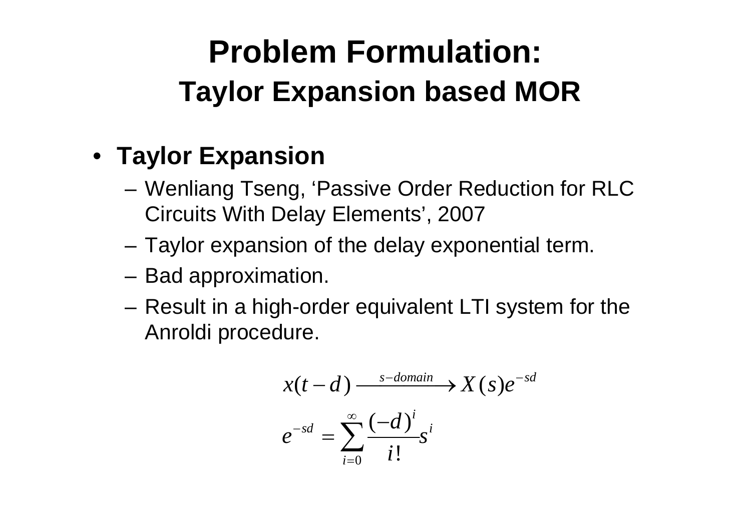# Problem Formulation:

## Taylor Expansion based MOR

- **Taylor Expansion**
  - Wenliang Tseng, ‘Passive Order Reduction for RLC Circuits With Delay Elements’, 2007
  - Taylor expansion of the delay exponential term.
  - Bad approximation.
  - Result in a high-order equivalent LTI system for the Anroldi procedure.

$$x(t-d) \xrightarrow{s-domain} X(s)e^{-sd}$$

$$e^{-sd} = \sum_{i=0}^{\infty} \frac{(-d)^i}{i!} s^i$$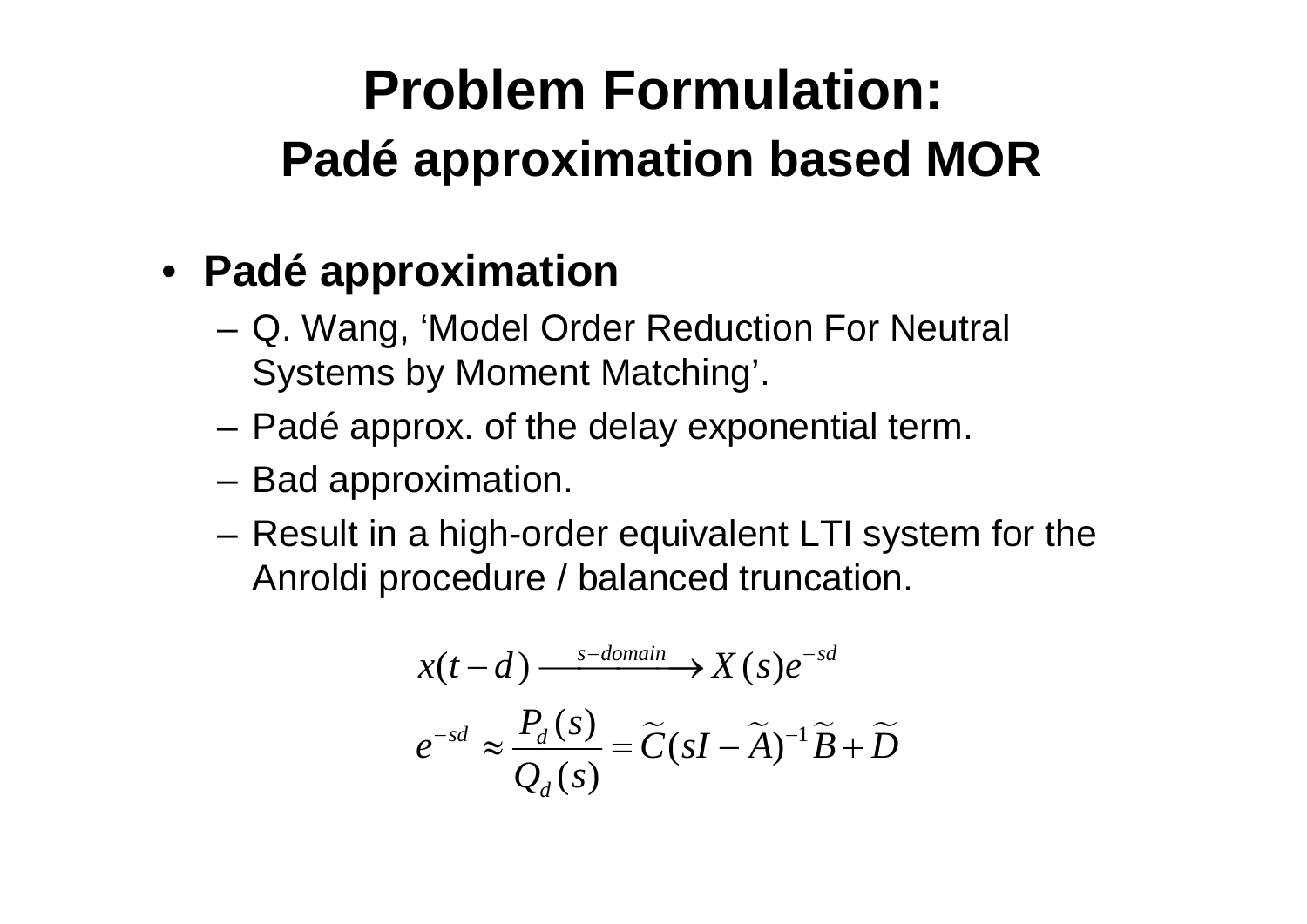# Problem Formulation:

## Padé approximation based MOR

- **Padé approximation**
  - Q. Wang, ‘Model Order Reduction For Neutral Systems by Moment Matching’.
  - Padé approx. of the delay exponential term.
  - Bad approximation.
  - Result in a high-order equivalent LTI system for the Anroldi procedure / balanced truncation.

$$x(t-d) \xrightarrow{s-domain} X(s)e^{-sd}$$

$$e^{-sd} \approx \frac{P_d(s)}{Q_d(s)} = \widetilde{C}(sI - \widetilde{A})^{-1}\widetilde{B} + \widetilde{D}$$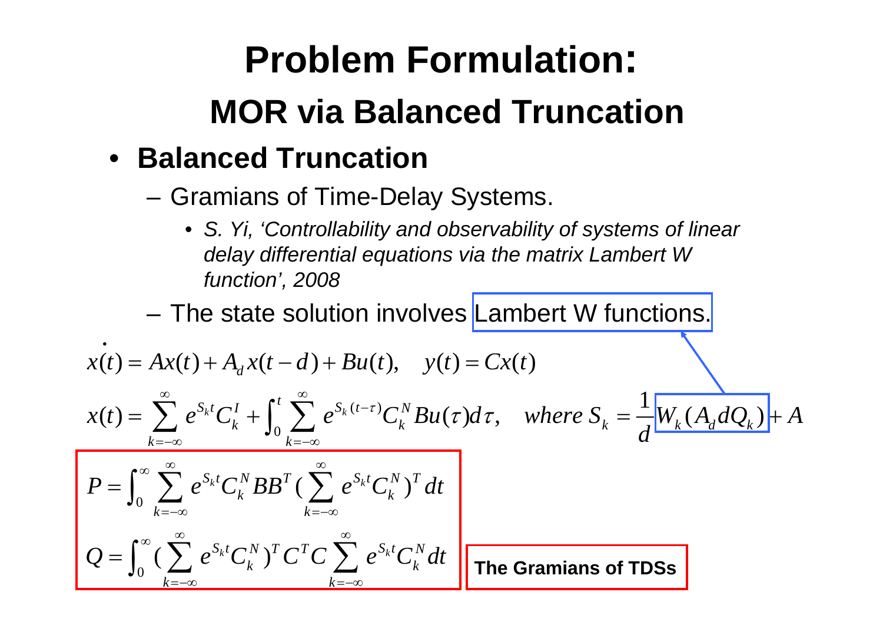# Problem Formulation:

## MOR via Balanced Truncation

- **Balanced Truncation**
  - Gramians of Time-Delay Systems.
    - *S. Yi, 'Controllability and observability of systems of linear delay differential equations via the matrix Lambert W function', 2008*
  - The state solution involves Lambert W functions.

$$\dot{x}(t) = Ax(t) + A_d x(t-d) + Bu(t), \quad y(t) = Cx(t)$$

$$x(t) = \sum_{k=-\infty}^{\infty} e^{S_k t} C_k^I + \int_0^t \sum_{k=-\infty}^{\infty} e^{S_k (t-\tau)} C_k^N Bu(\tau) d\tau, \quad where\ S_k = \frac{1}{d} W_k(A_d d Q_k) + A$$

$$P = \int_0^{\infty} \sum_{k=-\infty}^{\infty} e^{S_k t} C_k^N BB^T \left(\sum_{k=-\infty}^{\infty} e^{S_k t} C_k^N\right)^T dt$$

$$Q = \int_0^{\infty} \left(\sum_{k=-\infty}^{\infty} e^{S_k t} C_k^N\right)^T C^T C \sum_{k=-\infty}^{\infty} e^{S_k t} C_k^N dt$$

**The Gramians of TDSs**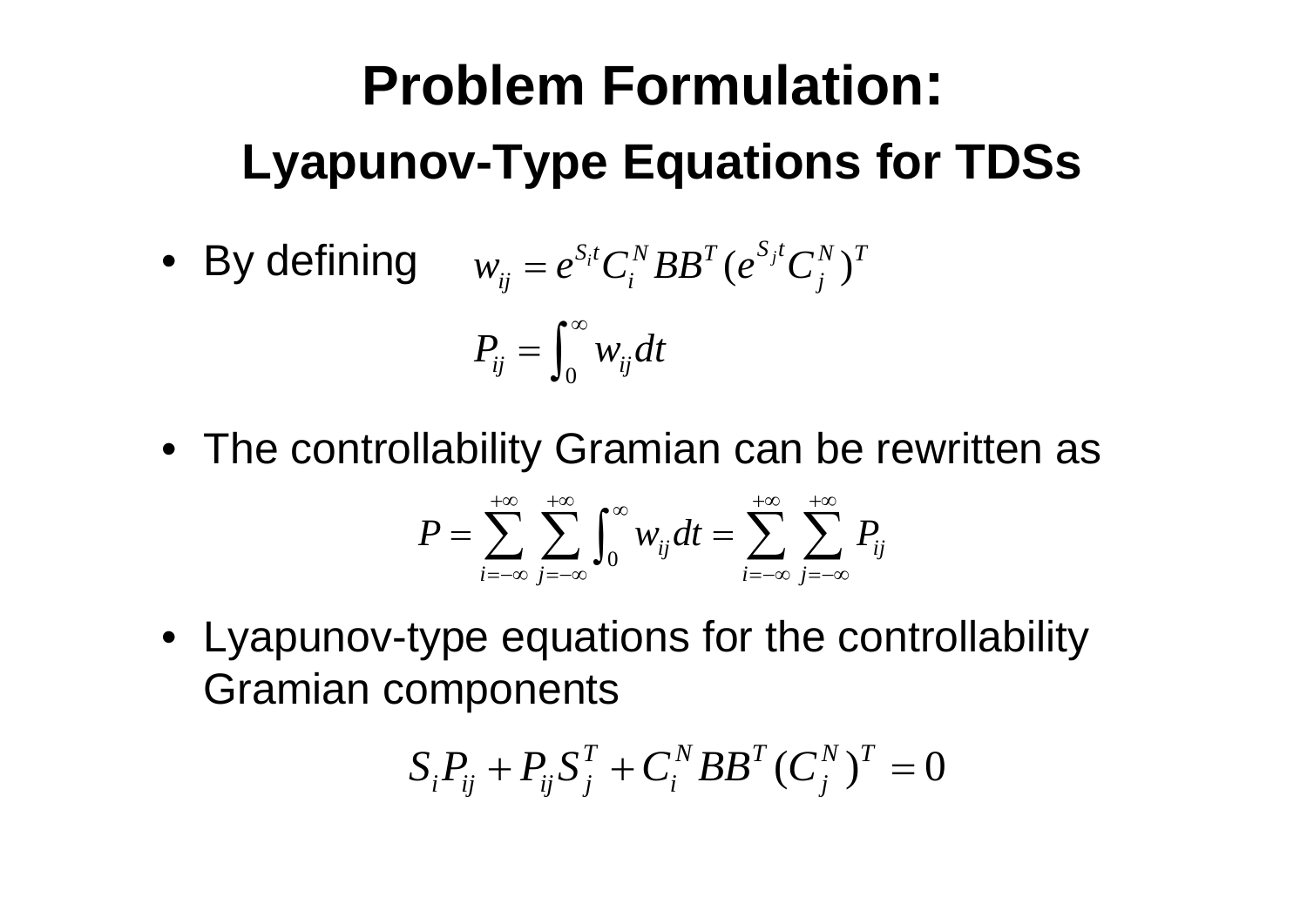# Problem Formulation:

## Lyapunov-Type Equations for TDSs

- By defining

$$w_{ij} = e^{S_i t} C_i^N B B^T (e^{S_j t} C_j^N)^T$$

$$P_{ij} = \int_0^{\infty} w_{ij} dt$$

- The controllability Gramian can be rewritten as

$$P = \sum_{i=-\infty}^{+\infty} \sum_{j=-\infty}^{+\infty} \int_0^{\infty} w_{ij} dt = \sum_{i=-\infty}^{+\infty} \sum_{j=-\infty}^{+\infty} P_{ij}$$

- Lyapunov-type equations for the controllability Gramian components

$$S_i P_{ij} + P_{ij} S_j^T + C_i^N B B^T (C_j^N)^T = 0$$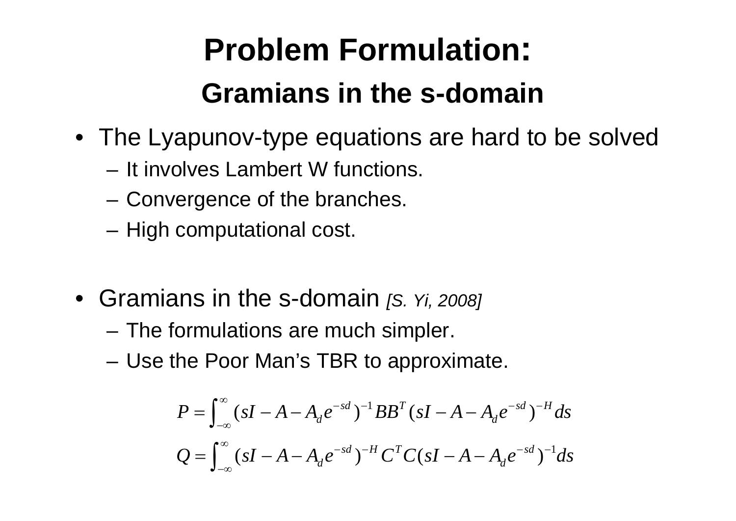# Problem Formulation:

## Gramians in the s-domain

- The Lyapunov-type equations are hard to be solved
  - It involves Lambert W functions.
  - Convergence of the branches.
  - High computational cost.

- Gramians in the s-domain *[S. Yi, 2008]*
  - The formulations are much simpler.
  - Use the Poor Man's TBR to approximate.

$$P = \int_{-\infty}^{\infty} (sI - A - A_d e^{-sd})^{-1} BB^T (sI - A - A_d e^{-sd})^{-H} ds$$

$$Q = \int_{-\infty}^{\infty} (sI - A - A_d e^{-sd})^{-H} C^T C (sI - A - A_d e^{-sd})^{-1} ds$$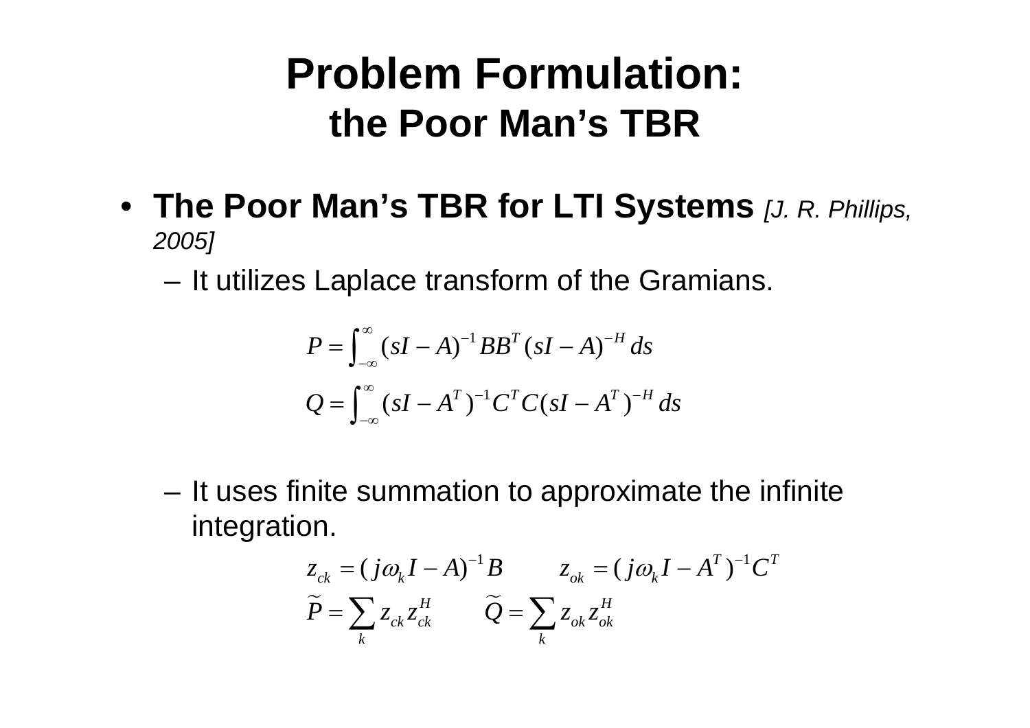# Problem Formulation: the Poor Man's TBR

- **The Poor Man's TBR for LTI Systems** *[J. R. Phillips, 2005]*
  - It utilizes Laplace transform of the Gramians.

$$P = \int_{-\infty}^{\infty} (sI - A)^{-1} BB^T (sI - A)^{-H} \, ds$$

$$Q = \int_{-\infty}^{\infty} (sI - A^T)^{-1} C^T C (sI - A^T)^{-H} \, ds$$

  - It uses finite summation to approximate the infinite integration.

$$z_{ck} = (j\omega_k I - A)^{-1} B \qquad z_{ok} = (j\omega_k I - A^T)^{-1} C^T$$

$$\widetilde{P} = \sum_k z_{ck} z_{ck}^H \qquad \widetilde{Q} = \sum_k z_{ok} z_{ok}^H$$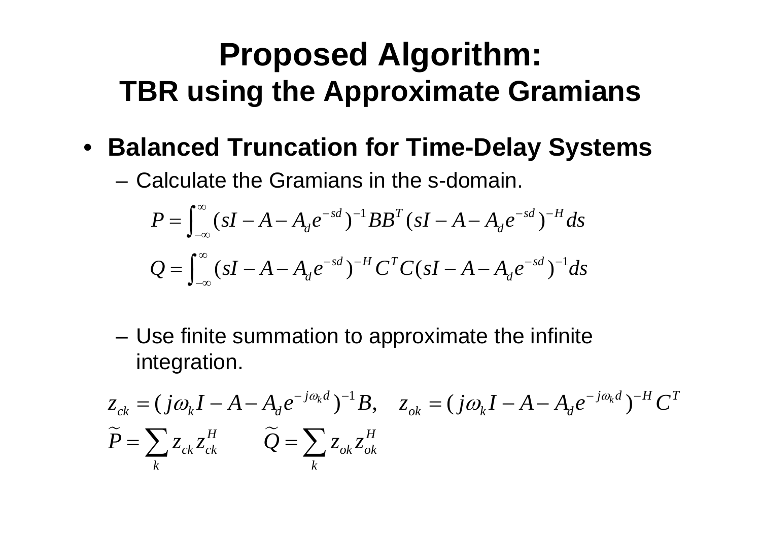# Proposed Algorithm:
## TBR using the Approximate Gramians

- **Balanced Truncation for Time-Delay Systems**
  - Calculate the Gramians in the s-domain.

$$P = \int_{-\infty}^{\infty} (sI - A - A_d e^{-sd})^{-1} BB^T (sI - A - A_d e^{-sd})^{-H} ds$$

$$Q = \int_{-\infty}^{\infty} (sI - A - A_d e^{-sd})^{-H} C^T C (sI - A - A_d e^{-sd})^{-1} ds$$

  - Use finite summation to approximate the infinite integration.

$$z_{ck} = (j\omega_k I - A - A_d e^{-j\omega_k d})^{-1} B, \quad z_{ok} = (j\omega_k I - A - A_d e^{-j\omega_k d})^{-H} C^T$$

$$\widetilde{P} = \sum_k z_{ck} z_{ck}^H \qquad \widetilde{Q} = \sum_k z_{ok} z_{ok}^H$$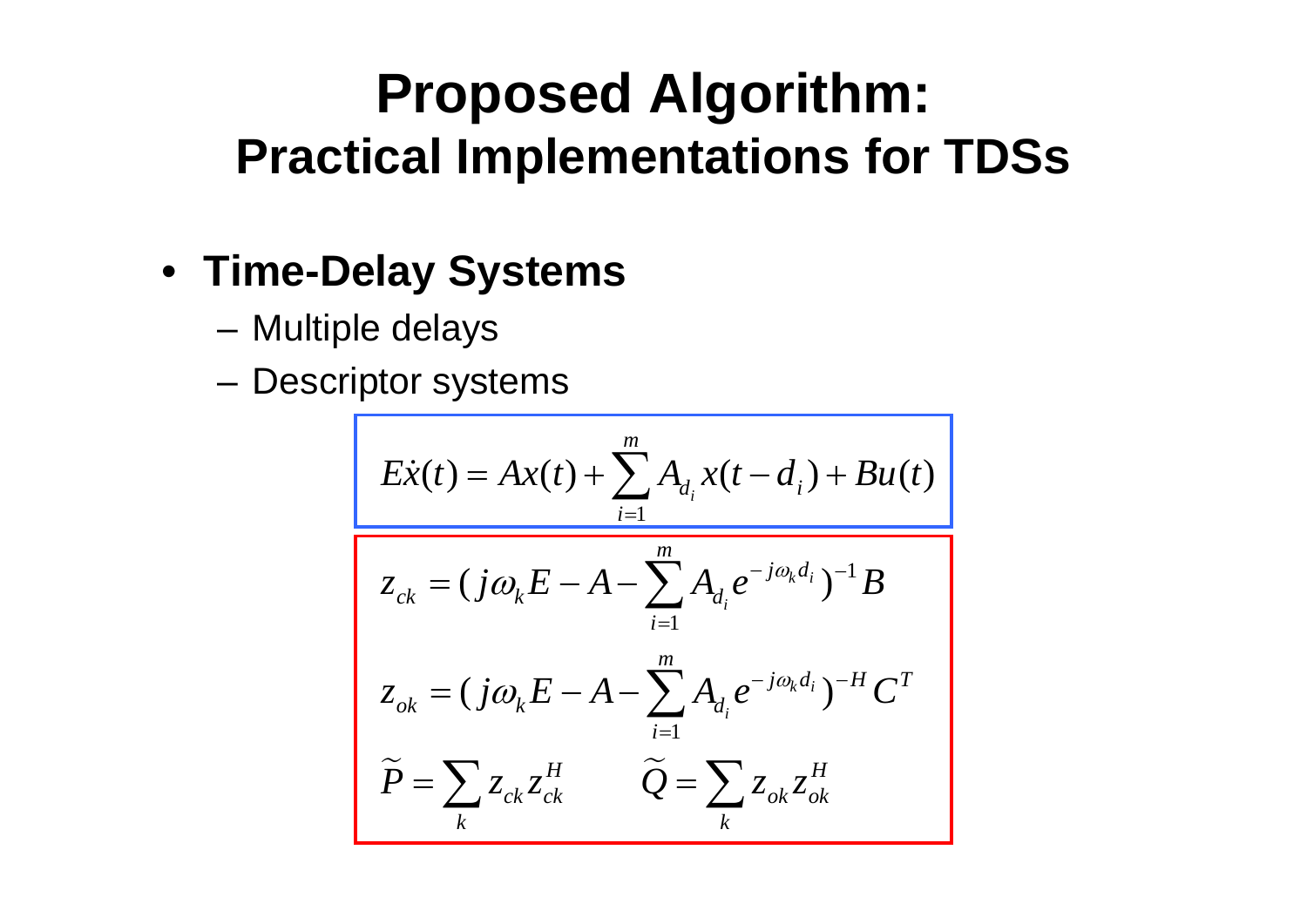# Proposed Algorithm:
## Practical Implementations for TDSs

- **Time-Delay Systems**
  - Multiple delays
  - Descriptor systems

$$E\dot{x}(t) = Ax(t) + \sum_{i=1}^{m} A_{d_i} x(t - d_i) + Bu(t)$$

$$z_{ck} = (j\omega_k E - A - \sum_{i=1}^{m} A_{d_i} e^{-j\omega_k d_i})^{-1} B$$

$$z_{ok} = (j\omega_k E - A - \sum_{i=1}^{m} A_{d_i} e^{-j\omega_k d_i})^{-H} C^T$$

$$\widetilde{P} = \sum_k z_{ck} z_{ck}^H \qquad \widetilde{Q} = \sum_k z_{ok} z_{ok}^H$$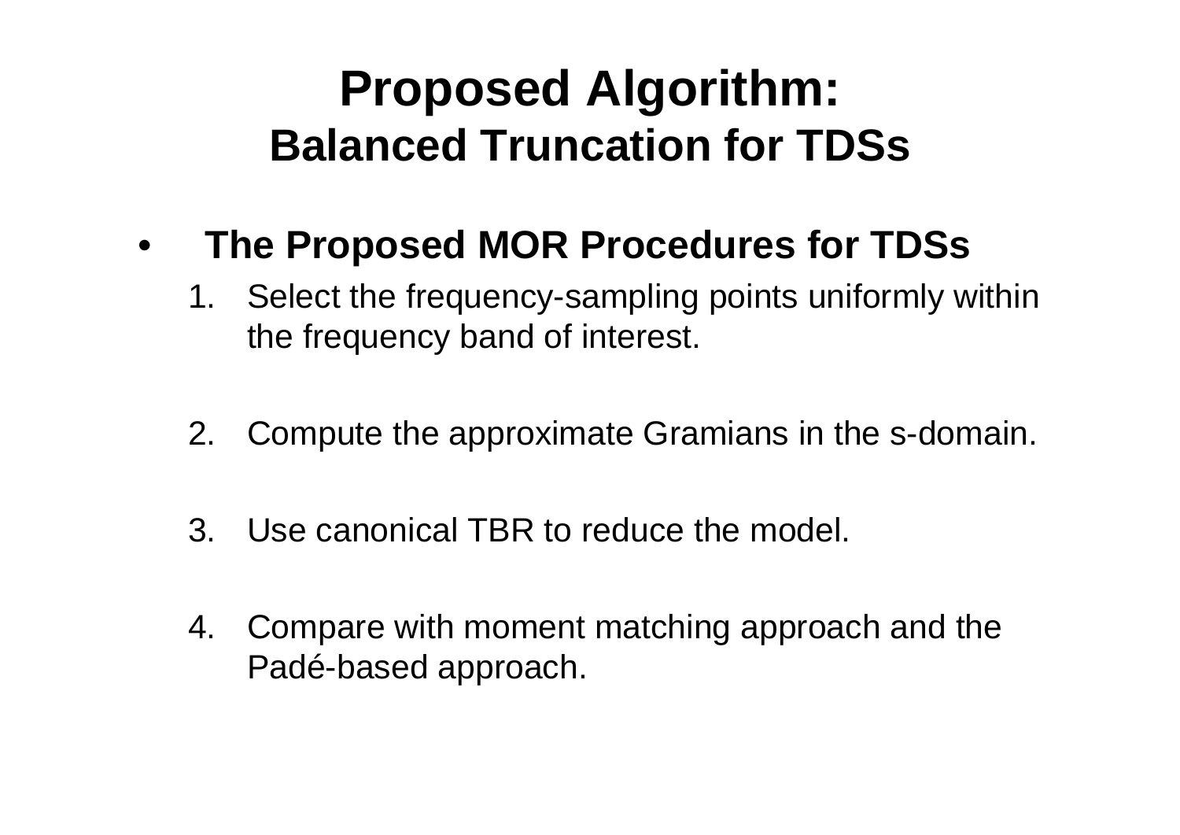# Proposed Algorithm:
## Balanced Truncation for TDSs

- **The Proposed MOR Procedures for TDSs**
  1. Select the frequency-sampling points uniformly within the frequency band of interest.
  2. Compute the approximate Gramians in the s-domain.
  3. Use canonical TBR to reduce the model.
  4. Compare with moment matching approach and the Padé-based approach.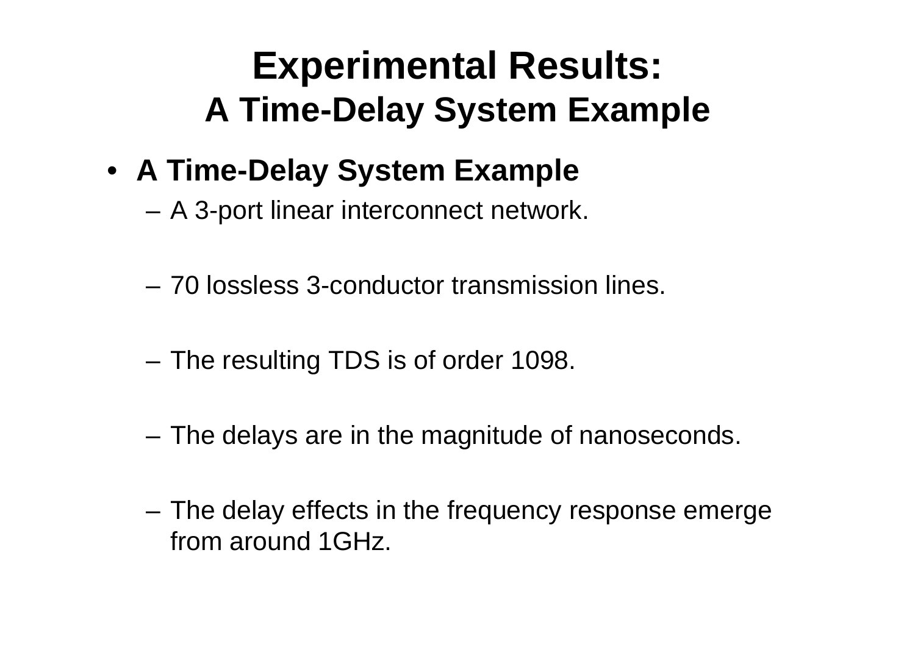# Experimental Results:
## A Time-Delay System Example

- **A Time-Delay System Example**
  - A 3-port linear interconnect network.
  - 70 lossless 3-conductor transmission lines.
  - The resulting TDS is of order 1098.
  - The delays are in the magnitude of nanoseconds.
  - The delay effects in the frequency response emerge from around 1GHz.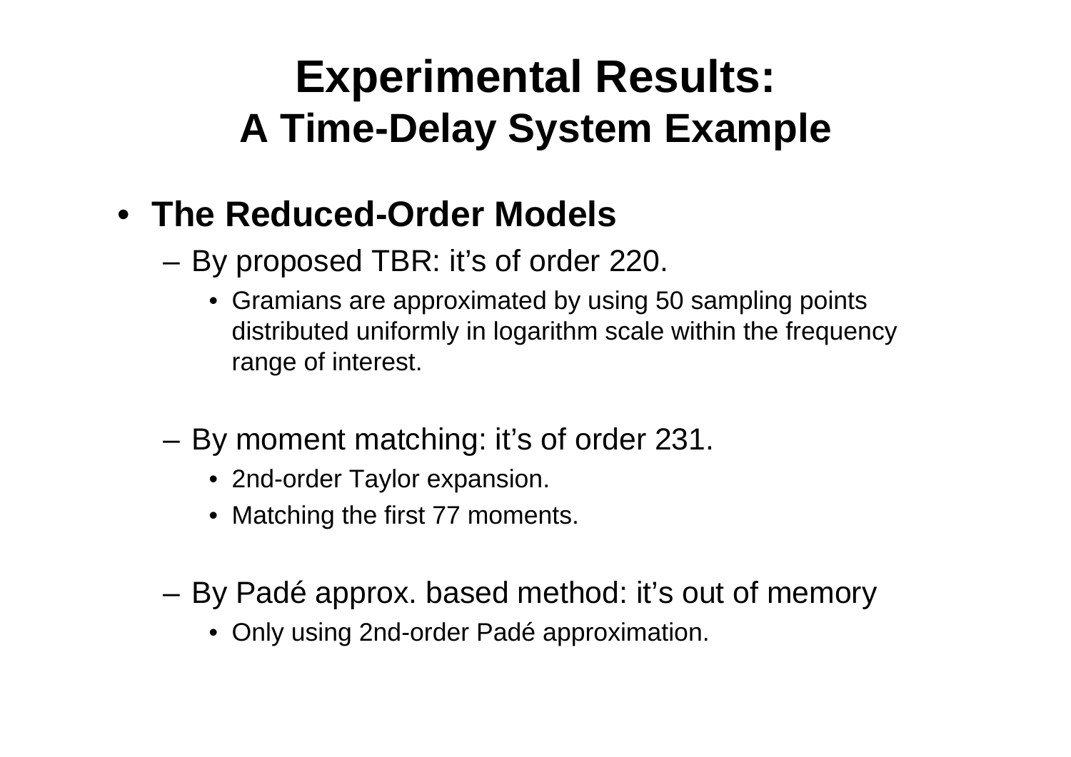# Experimental Results:
## A Time-Delay System Example

- **The Reduced-Order Models**
  - By proposed TBR: it's of order 220.
    - Gramians are approximated by using 50 sampling points distributed uniformly in logarithm scale within the frequency range of interest.
  - By moment matching: it's of order 231.
    - 2nd-order Taylor expansion.
    - Matching the first 77 moments.
  - By Padé approx. based method: it's out of memory
    - Only using 2nd-order Padé approximation.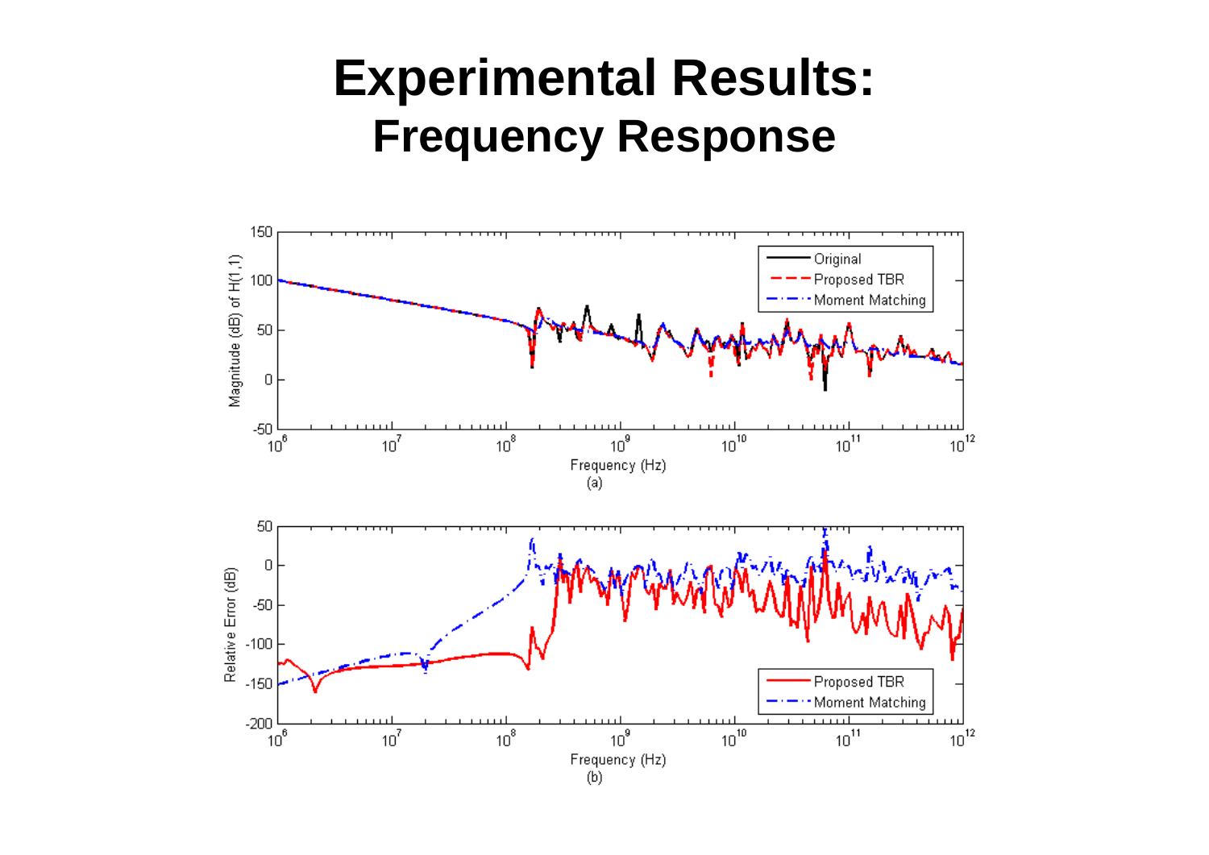# Experimental Results:

## Frequency Response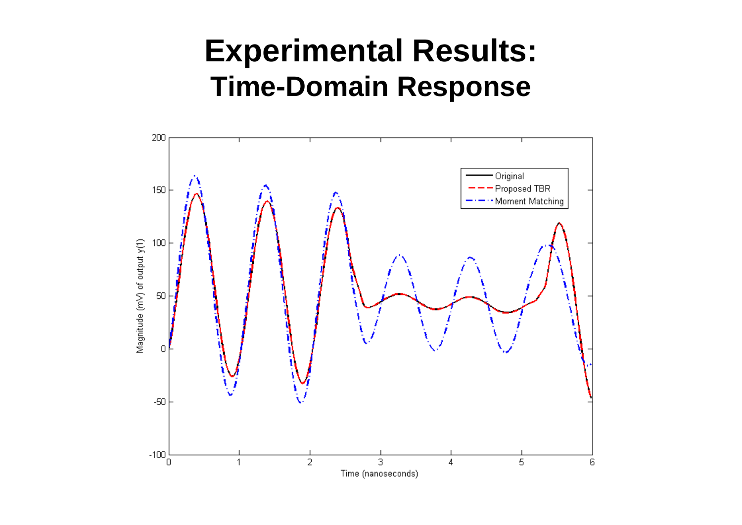# Experimental Results:
## Time-Domain Response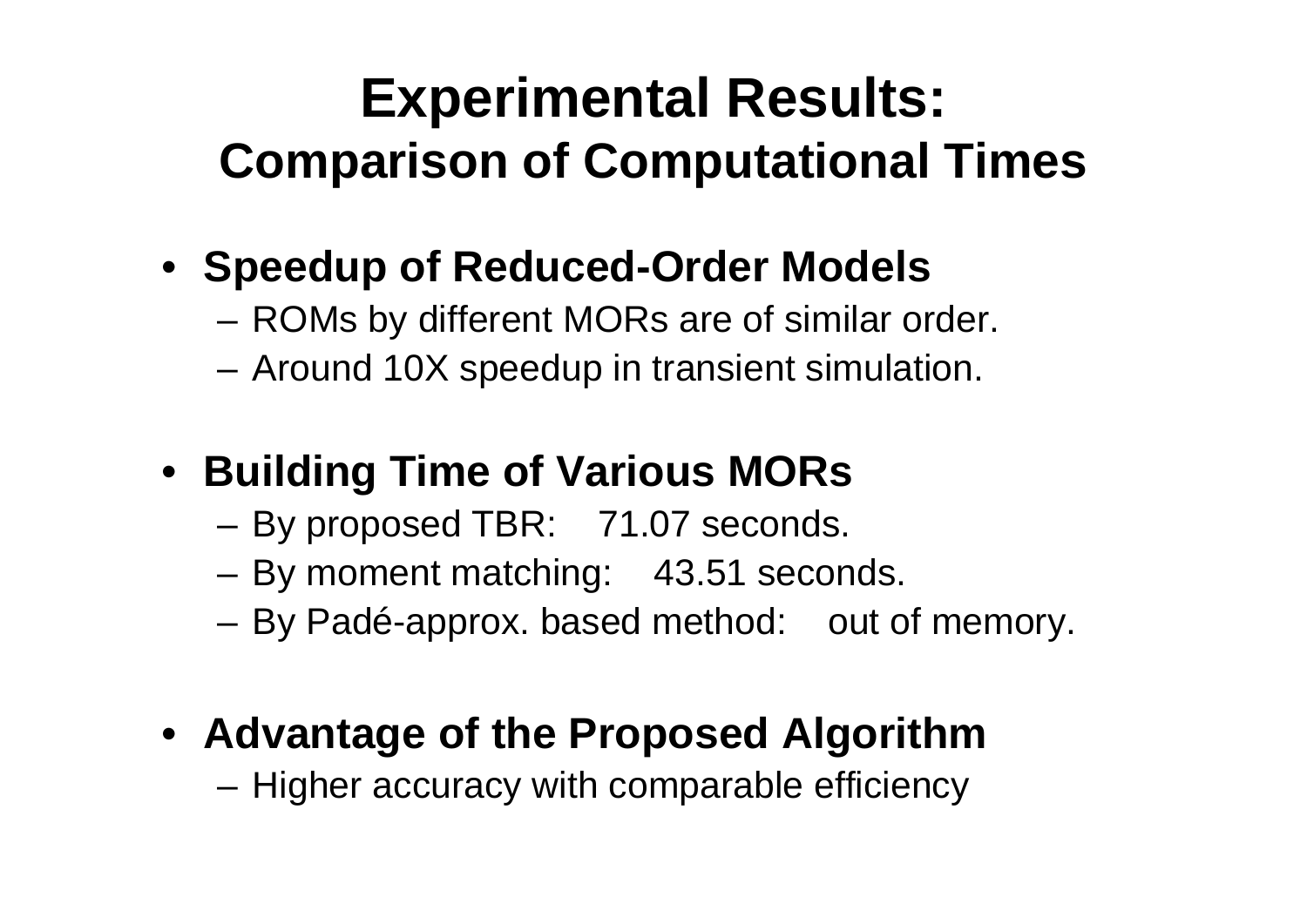# Experimental Results:
## Comparison of Computational Times

- **Speedup of Reduced-Order Models**
  - ROMs by different MORs are of similar order.
  - Around 10X speedup in transient simulation.

- **Building Time of Various MORs**
  - By proposed TBR: 71.07 seconds.
  - By moment matching: 43.51 seconds.
  - By Padé-approx. based method: out of memory.

- **Advantage of the Proposed Algorithm**
  - Higher accuracy with comparable efficiency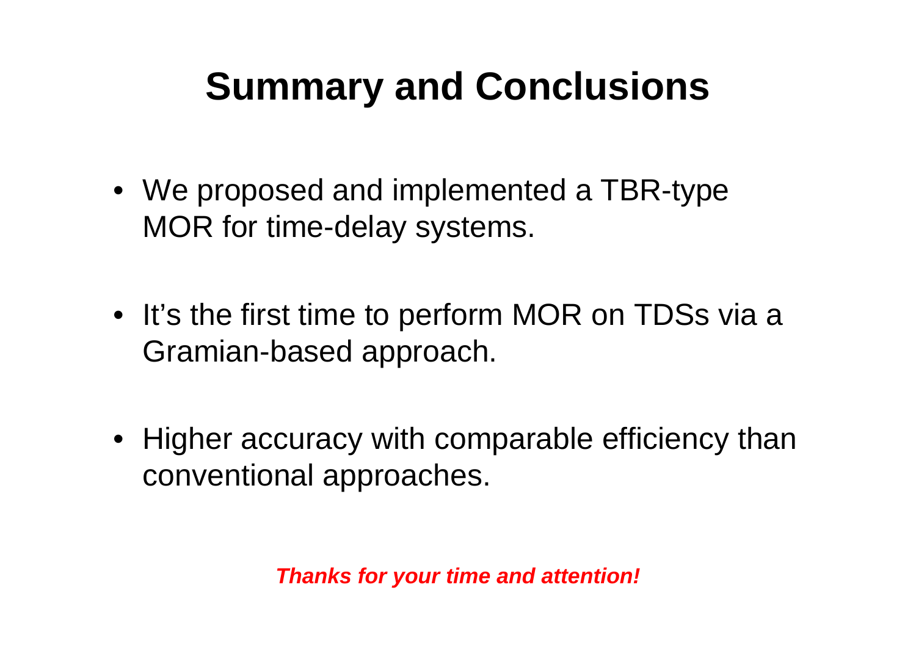# Summary and Conclusions

- We proposed and implemented a TBR-type MOR for time-delay systems.
- It's the first time to perform MOR on TDSs via a Gramian-based approach.
- Higher accuracy with comparable efficiency than conventional approaches.

***Thanks for your time and attention!***